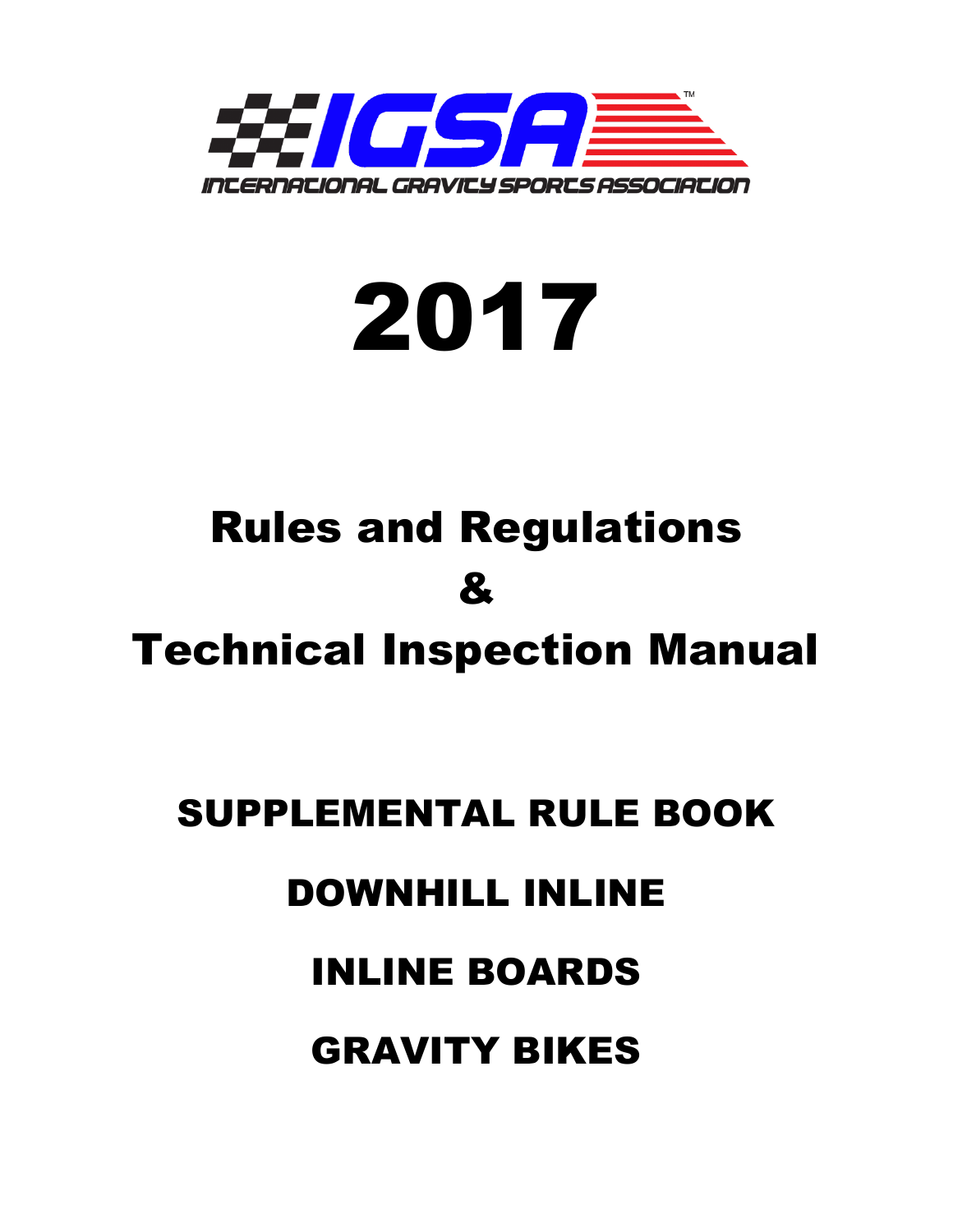IGSA™

INTERNATIONAL GRAVITY SPORTS ASSOCIATION

# 2017

## Rules and Regulations
## &
## Technical Inspection Manual

### SUPPLEMENTAL RULE BOOK

### DOWNHILL INLINE

### INLINE BOARDS

### GRAVITY BIKES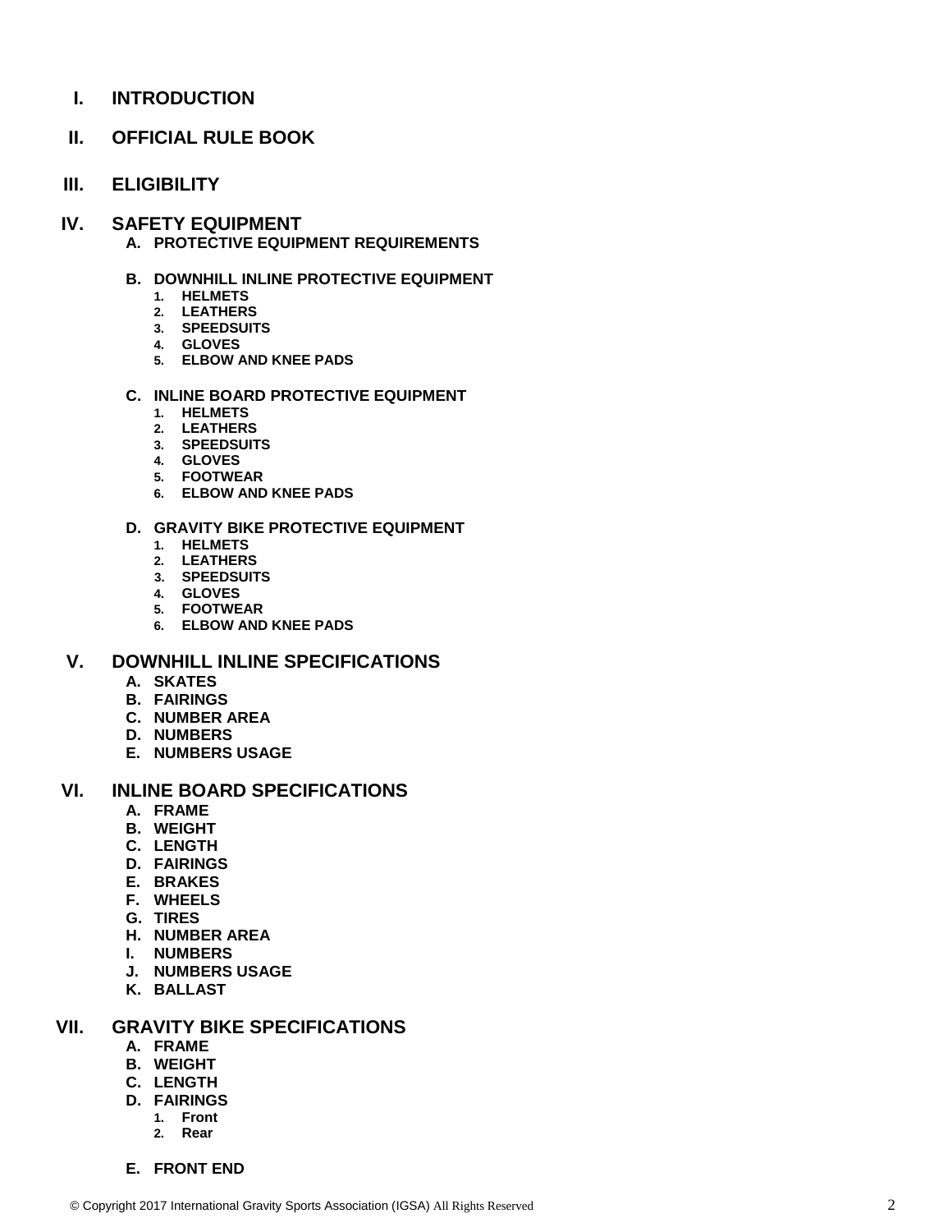- **I. INTRODUCTION**
- **II. OFFICIAL RULE BOOK**
- **III. ELIGIBILITY**
- **IV. SAFETY EQUIPMENT**
  - **A. PROTECTIVE EQUIPMENT REQUIREMENTS**
  - **B. DOWNHILL INLINE PROTECTIVE EQUIPMENT**
    1. **HELMETS**
    2. **LEATHERS**
    3. **SPEEDSUITS**
    4. **GLOVES**
    5. **ELBOW AND KNEE PADS**
  - **C. INLINE BOARD PROTECTIVE EQUIPMENT**
    1. **HELMETS**
    2. **LEATHERS**
    3. **SPEEDSUITS**
    4. **GLOVES**
    5. **FOOTWEAR**
    6. **ELBOW AND KNEE PADS**
  - **D. GRAVITY BIKE PROTECTIVE EQUIPMENT**
    1. **HELMETS**
    2. **LEATHERS**
    3. **SPEEDSUITS**
    4. **GLOVES**
    5. **FOOTWEAR**
    6. **ELBOW AND KNEE PADS**
- **V. DOWNHILL INLINE SPECIFICATIONS**
  - **A. SKATES**
  - **B. FAIRINGS**
  - **C. NUMBER AREA**
  - **D. NUMBERS**
  - **E. NUMBERS USAGE**
- **VI. INLINE BOARD SPECIFICATIONS**
  - **A. FRAME**
  - **B. WEIGHT**
  - **C. LENGTH**
  - **D. FAIRINGS**
  - **E. BRAKES**
  - **F. WHEELS**
  - **G. TIRES**
  - **H. NUMBER AREA**
  - **I. NUMBERS**
  - **J. NUMBERS USAGE**
  - **K. BALLAST**
- **VII. GRAVITY BIKE SPECIFICATIONS**
  - **A. FRAME**
  - **B. WEIGHT**
  - **C. LENGTH**
  - **D. FAIRINGS**
    1. **Front**
    2. **Rear**
  - **E. FRONT END**

© Copyright 2017 International Gravity Sports Association (IGSA) All Rights Reserved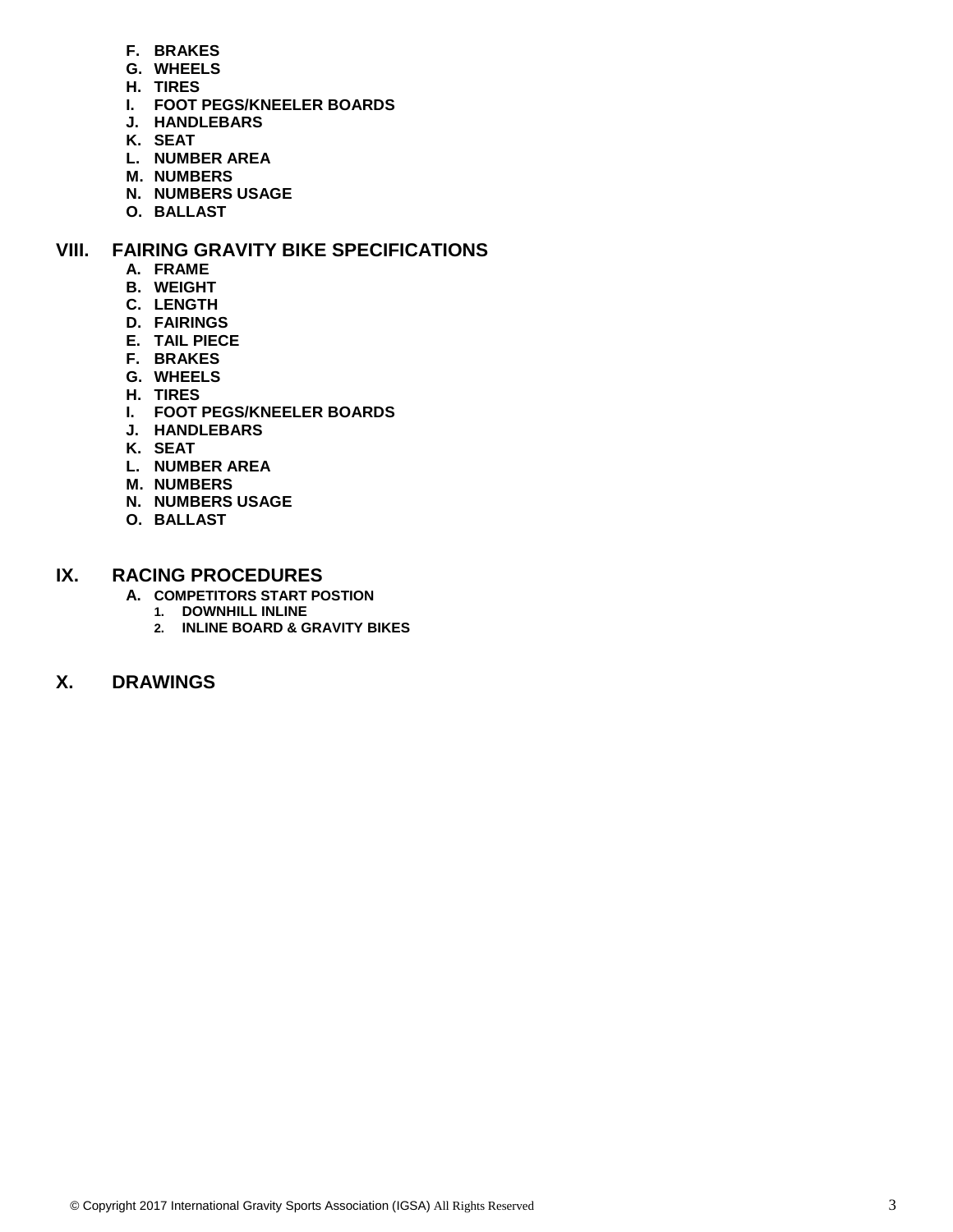- **F. BRAKES**
- **G. WHEELS**
- **H. TIRES**
- **I. FOOT PEGS/KNEELER BOARDS**
- **J. HANDLEBARS**
- **K. SEAT**
- **L. NUMBER AREA**
- **M. NUMBERS**
- **N. NUMBERS USAGE**
- **O. BALLAST**

## VIII. FAIRING GRAVITY BIKE SPECIFICATIONS

- **A. FRAME**
- **B. WEIGHT**
- **C. LENGTH**
- **D. FAIRINGS**
- **E. TAIL PIECE**
- **F. BRAKES**
- **G. WHEELS**
- **H. TIRES**
- **I. FOOT PEGS/KNEELER BOARDS**
- **J. HANDLEBARS**
- **K. SEAT**
- **L. NUMBER AREA**
- **M. NUMBERS**
- **N. NUMBERS USAGE**
- **O. BALLAST**

## IX. RACING PROCEDURES

- **A. COMPETITORS START POSTION**
  - **1. DOWNHILL INLINE**
  - **2. INLINE BOARD & GRAVITY BIKES**

## X. DRAWINGS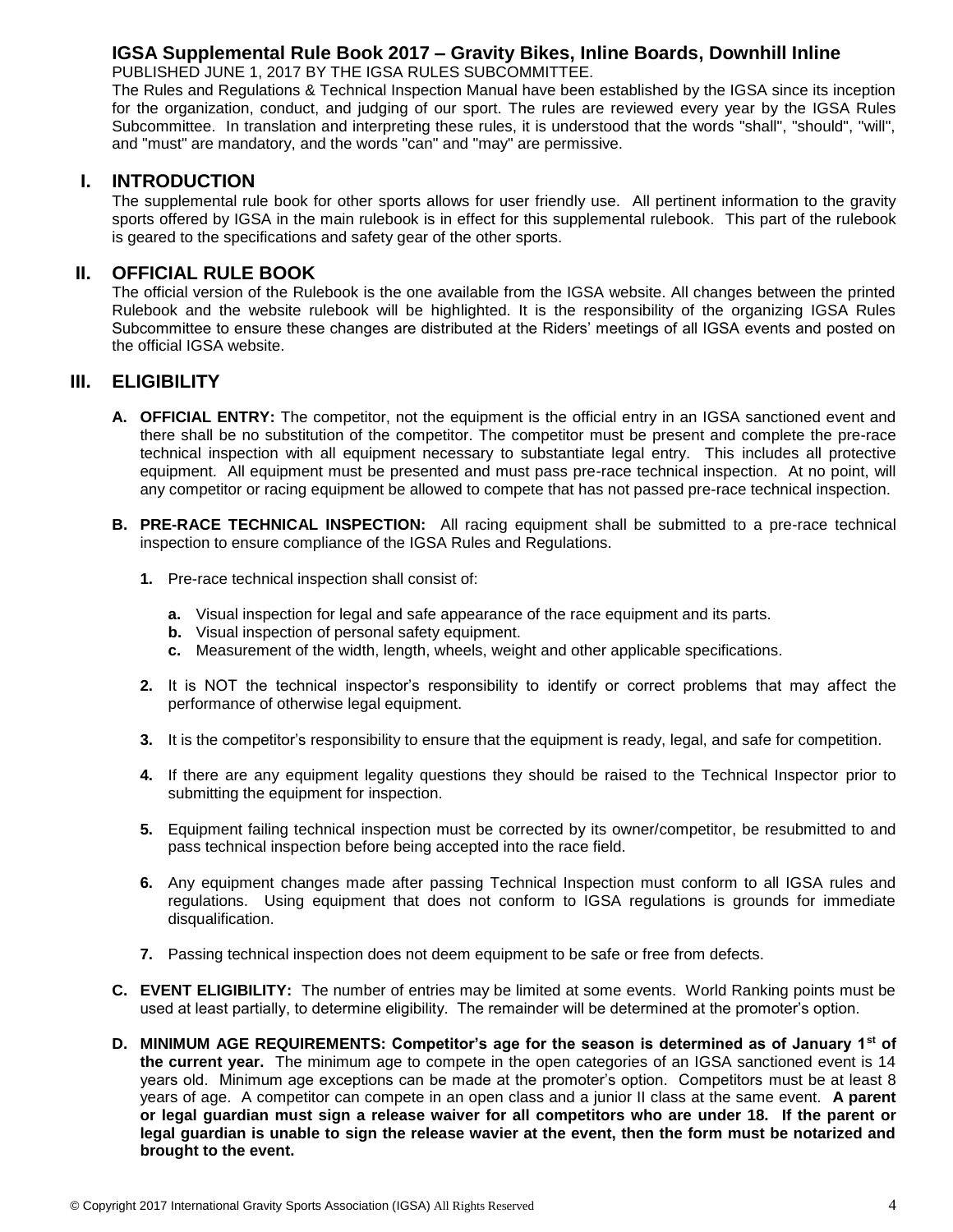# IGSA Supplemental Rule Book 2017 – Gravity Bikes, Inline Boards, Downhill Inline

PUBLISHED JUNE 1, 2017 BY THE IGSA RULES SUBCOMMITTEE.

The Rules and Regulations & Technical Inspection Manual have been established by the IGSA since its inception for the organization, conduct, and judging of our sport. The rules are reviewed every year by the IGSA Rules Subcommittee. In translation and interpreting these rules, it is understood that the words "shall", "should", "will", and "must" are mandatory, and the words "can" and "may" are permissive.

## I. INTRODUCTION

The supplemental rule book for other sports allows for user friendly use. All pertinent information to the gravity sports offered by IGSA in the main rulebook is in effect for this supplemental rulebook. This part of the rulebook is geared to the specifications and safety gear of the other sports.

## II. OFFICIAL RULE BOOK

The official version of the Rulebook is the one available from the IGSA website. All changes between the printed Rulebook and the website rulebook will be highlighted. It is the responsibility of the organizing IGSA Rules Subcommittee to ensure these changes are distributed at the Riders' meetings of all IGSA events and posted on the official IGSA website.

## III. ELIGIBILITY

**A. OFFICIAL ENTRY:** The competitor, not the equipment is the official entry in an IGSA sanctioned event and there shall be no substitution of the competitor. The competitor must be present and complete the pre-race technical inspection with all equipment necessary to substantiate legal entry. This includes all protective equipment. All equipment must be presented and must pass pre-race technical inspection. At no point, will any competitor or racing equipment be allowed to compete that has not passed pre-race technical inspection.

**B. PRE-RACE TECHNICAL INSPECTION:** All racing equipment shall be submitted to a pre-race technical inspection to ensure compliance of the IGSA Rules and Regulations.

1. Pre-race technical inspection shall consist of:

   a. Visual inspection for legal and safe appearance of the race equipment and its parts.
   b. Visual inspection of personal safety equipment.
   c. Measurement of the width, length, wheels, weight and other applicable specifications.

2. It is NOT the technical inspector's responsibility to identify or correct problems that may affect the performance of otherwise legal equipment.

3. It is the competitor's responsibility to ensure that the equipment is ready, legal, and safe for competition.

4. If there are any equipment legality questions they should be raised to the Technical Inspector prior to submitting the equipment for inspection.

5. Equipment failing technical inspection must be corrected by its owner/competitor, be resubmitted to and pass technical inspection before being accepted into the race field.

6. Any equipment changes made after passing Technical Inspection must conform to all IGSA rules and regulations. Using equipment that does not conform to IGSA regulations is grounds for immediate disqualification.

7. Passing technical inspection does not deem equipment to be safe or free from defects.

**C. EVENT ELIGIBILITY:** The number of entries may be limited at some events. World Ranking points must be used at least partially, to determine eligibility. The remainder will be determined at the promoter's option.

**D. MINIMUM AGE REQUIREMENTS: Competitor's age for the season is determined as of January 1st of the current year.** The minimum age to compete in the open categories of an IGSA sanctioned event is 14 years old. Minimum age exceptions can be made at the promoter's option. Competitors must be at least 8 years of age. A competitor can compete in an open class and a junior II class at the same event. **A parent or legal guardian must sign a release waiver for all competitors who are under 18. If the parent or legal guardian is unable to sign the release wavier at the event, then the form must be notarized and brought to the event.**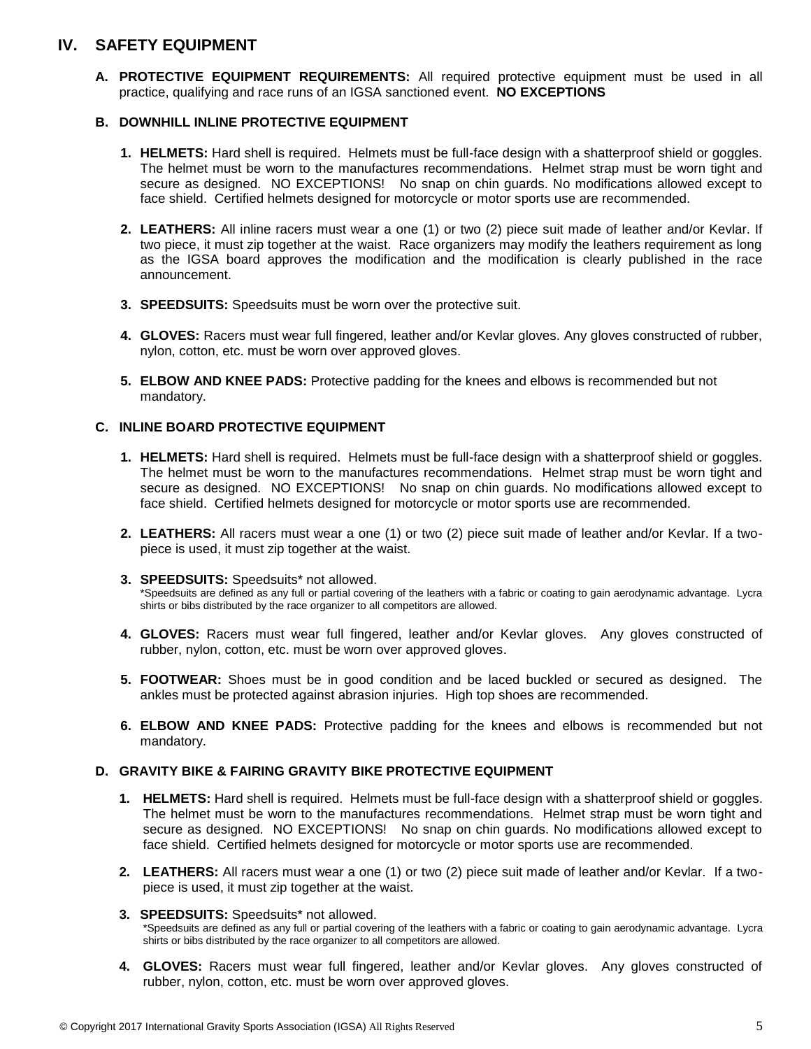## IV. SAFETY EQUIPMENT

**A. PROTECTIVE EQUIPMENT REQUIREMENTS:** All required protective equipment must be used in all practice, qualifying and race runs of an IGSA sanctioned event. **NO EXCEPTIONS**

### B. DOWNHILL INLINE PROTECTIVE EQUIPMENT

1. **HELMETS:** Hard shell is required. Helmets must be full-face design with a shatterproof shield or goggles. The helmet must be worn to the manufactures recommendations. Helmet strap must be worn tight and secure as designed. NO EXCEPTIONS! No snap on chin guards. No modifications allowed except to face shield. Certified helmets designed for motorcycle or motor sports use are recommended.

2. **LEATHERS:** All inline racers must wear a one (1) or two (2) piece suit made of leather and/or Kevlar. If two piece, it must zip together at the waist. Race organizers may modify the leathers requirement as long as the IGSA board approves the modification and the modification is clearly published in the race announcement.

3. **SPEEDSUITS:** Speedsuits must be worn over the protective suit.

4. **GLOVES:** Racers must wear full fingered, leather and/or Kevlar gloves. Any gloves constructed of rubber, nylon, cotton, etc. must be worn over approved gloves.

5. **ELBOW AND KNEE PADS:** Protective padding for the knees and elbows is recommended but not mandatory.

### C. INLINE BOARD PROTECTIVE EQUIPMENT

1. **HELMETS:** Hard shell is required. Helmets must be full-face design with a shatterproof shield or goggles. The helmet must be worn to the manufactures recommendations. Helmet strap must be worn tight and secure as designed. NO EXCEPTIONS! No snap on chin guards. No modifications allowed except to face shield. Certified helmets designed for motorcycle or motor sports use are recommended.

2. **LEATHERS:** All racers must wear a one (1) or two (2) piece suit made of leather and/or Kevlar. If a two-piece is used, it must zip together at the waist.

3. **SPEEDSUITS:** Speedsuits* not allowed.
   *Speedsuits are defined as any full or partial covering of the leathers with a fabric or coating to gain aerodynamic advantage. Lycra shirts or bibs distributed by the race organizer to all competitors are allowed.

4. **GLOVES:** Racers must wear full fingered, leather and/or Kevlar gloves. Any gloves constructed of rubber, nylon, cotton, etc. must be worn over approved gloves.

5. **FOOTWEAR:** Shoes must be in good condition and be laced buckled or secured as designed. The ankles must be protected against abrasion injuries. High top shoes are recommended.

6. **ELBOW AND KNEE PADS:** Protective padding for the knees and elbows is recommended but not mandatory.

### D. GRAVITY BIKE & FAIRING GRAVITY BIKE PROTECTIVE EQUIPMENT

1. **HELMETS:** Hard shell is required. Helmets must be full-face design with a shatterproof shield or goggles. The helmet must be worn to the manufactures recommendations. Helmet strap must be worn tight and secure as designed. NO EXCEPTIONS! No snap on chin guards. No modifications allowed except to face shield. Certified helmets designed for motorcycle or motor sports use are recommended.

2. **LEATHERS:** All racers must wear a one (1) or two (2) piece suit made of leather and/or Kevlar. If a two-piece is used, it must zip together at the waist.

3. **SPEEDSUITS:** Speedsuits* not allowed.
   *Speedsuits are defined as any full or partial covering of the leathers with a fabric or coating to gain aerodynamic advantage. Lycra shirts or bibs distributed by the race organizer to all competitors are allowed.

4. **GLOVES:** Racers must wear full fingered, leather and/or Kevlar gloves. Any gloves constructed of rubber, nylon, cotton, etc. must be worn over approved gloves.

© Copyright 2017 International Gravity Sports Association (IGSA) All Rights Reserved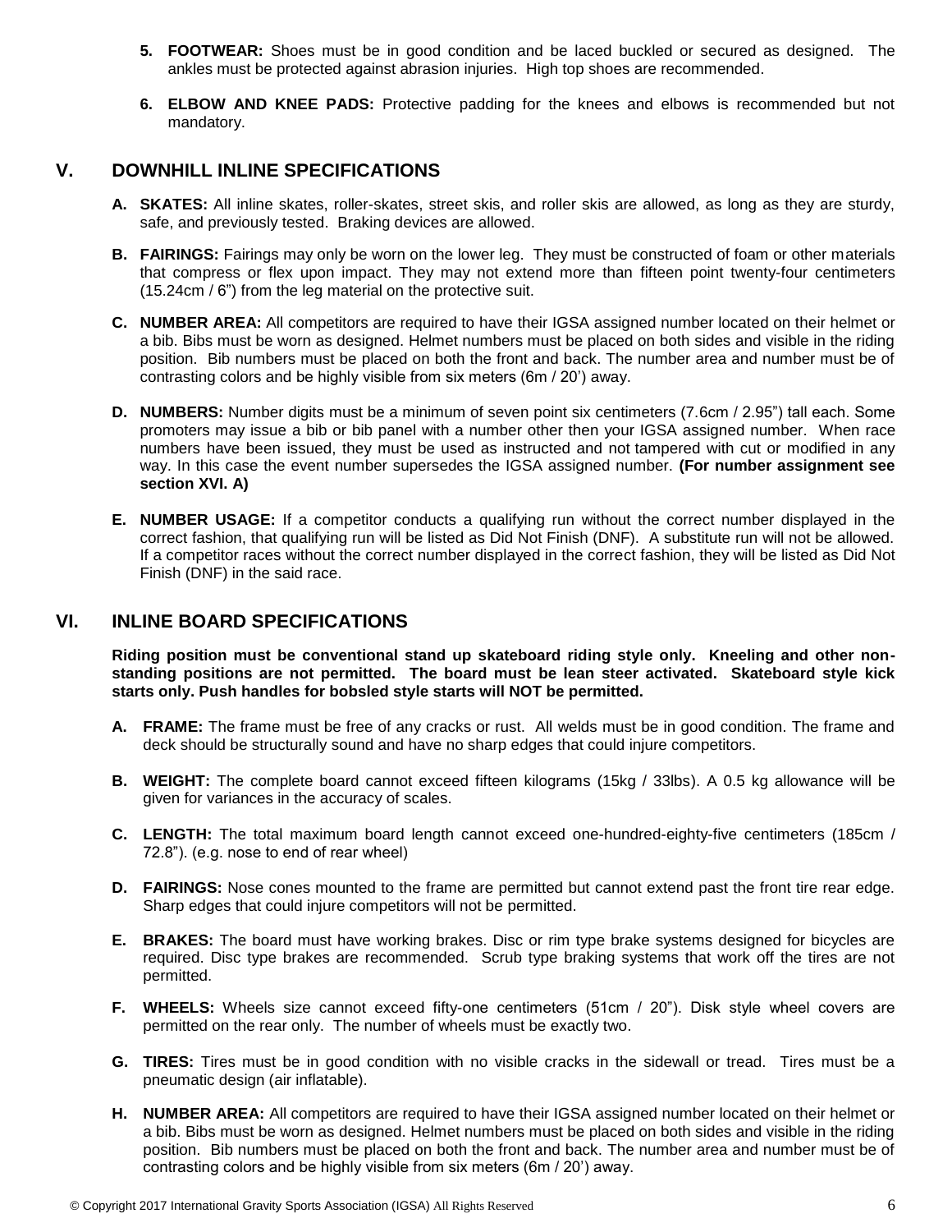5. **FOOTWEAR:** Shoes must be in good condition and be laced buckled or secured as designed. The ankles must be protected against abrasion injuries. High top shoes are recommended.

6. **ELBOW AND KNEE PADS:** Protective padding for the knees and elbows is recommended but not mandatory.

## V. DOWNHILL INLINE SPECIFICATIONS

**A. SKATES:** All inline skates, roller-skates, street skis, and roller skis are allowed, as long as they are sturdy, safe, and previously tested. Braking devices are allowed.

**B. FAIRINGS:** Fairings may only be worn on the lower leg. They must be constructed of foam or other materials that compress or flex upon impact. They may not extend more than fifteen point twenty-four centimeters (15.24cm / 6") from the leg material on the protective suit.

**C. NUMBER AREA:** All competitors are required to have their IGSA assigned number located on their helmet or a bib. Bibs must be worn as designed. Helmet numbers must be placed on both sides and visible in the riding position. Bib numbers must be placed on both the front and back. The number area and number must be of contrasting colors and be highly visible from six meters (6m / 20') away.

**D. NUMBERS:** Number digits must be a minimum of seven point six centimeters (7.6cm / 2.95") tall each. Some promoters may issue a bib or bib panel with a number other then your IGSA assigned number. When race numbers have been issued, they must be used as instructed and not tampered with cut or modified in any way. In this case the event number supersedes the IGSA assigned number. **(For number assignment see section XVI. A)**

**E. NUMBER USAGE:** If a competitor conducts a qualifying run without the correct number displayed in the correct fashion, that qualifying run will be listed as Did Not Finish (DNF). A substitute run will not be allowed. If a competitor races without the correct number displayed in the correct fashion, they will be listed as Did Not Finish (DNF) in the said race.

## VI. INLINE BOARD SPECIFICATIONS

**Riding position must be conventional stand up skateboard riding style only. Kneeling and other non-standing positions are not permitted. The board must be lean steer activated. Skateboard style kick starts only. Push handles for bobsled style starts will NOT be permitted.**

**A. FRAME:** The frame must be free of any cracks or rust. All welds must be in good condition. The frame and deck should be structurally sound and have no sharp edges that could injure competitors.

**B. WEIGHT:** The complete board cannot exceed fifteen kilograms (15kg / 33lbs). A 0.5 kg allowance will be given for variances in the accuracy of scales.

**C. LENGTH:** The total maximum board length cannot exceed one-hundred-eighty-five centimeters (185cm / 72.8"). (e.g. nose to end of rear wheel)

**D. FAIRINGS:** Nose cones mounted to the frame are permitted but cannot extend past the front tire rear edge. Sharp edges that could injure competitors will not be permitted.

**E. BRAKES:** The board must have working brakes. Disc or rim type brake systems designed for bicycles are required. Disc type brakes are recommended. Scrub type braking systems that work off the tires are not permitted.

**F. WHEELS:** Wheels size cannot exceed fifty-one centimeters (51cm / 20"). Disk style wheel covers are permitted on the rear only. The number of wheels must be exactly two.

**G. TIRES:** Tires must be in good condition with no visible cracks in the sidewall or tread. Tires must be a pneumatic design (air inflatable).

**H. NUMBER AREA:** All competitors are required to have their IGSA assigned number located on their helmet or a bib. Bibs must be worn as designed. Helmet numbers must be placed on both sides and visible in the riding position. Bib numbers must be placed on both the front and back. The number area and number must be of contrasting colors and be highly visible from six meters (6m / 20') away.

© Copyright 2017 International Gravity Sports Association (IGSA) All Rights Reserved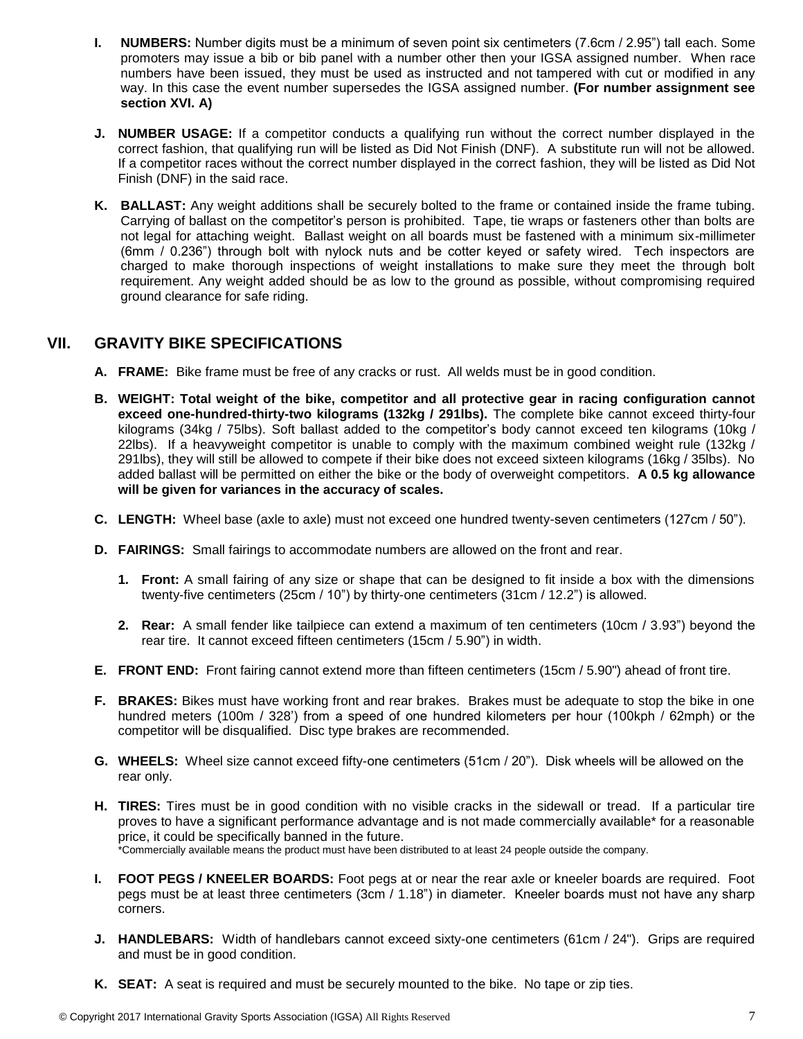**I. NUMBERS:** Number digits must be a minimum of seven point six centimeters (7.6cm / 2.95") tall each. Some promoters may issue a bib or bib panel with a number other then your IGSA assigned number. When race numbers have been issued, they must be used as instructed and not tampered with cut or modified in any way. In this case the event number supersedes the IGSA assigned number. **(For number assignment see section XVI. A)**

**J. NUMBER USAGE:** If a competitor conducts a qualifying run without the correct number displayed in the correct fashion, that qualifying run will be listed as Did Not Finish (DNF). A substitute run will not be allowed. If a competitor races without the correct number displayed in the correct fashion, they will be listed as Did Not Finish (DNF) in the said race.

**K. BALLAST:** Any weight additions shall be securely bolted to the frame or contained inside the frame tubing. Carrying of ballast on the competitor's person is prohibited. Tape, tie wraps or fasteners other than bolts are not legal for attaching weight. Ballast weight on all boards must be fastened with a minimum six-millimeter (6mm / 0.236") through bolt with nylock nuts and be cotter keyed or safety wired. Tech inspectors are charged to make thorough inspections of weight installations to make sure they meet the through bolt requirement. Any weight added should be as low to the ground as possible, without compromising required ground clearance for safe riding.

## VII. GRAVITY BIKE SPECIFICATIONS

**A. FRAME:** Bike frame must be free of any cracks or rust. All welds must be in good condition.

**B. WEIGHT: Total weight of the bike, competitor and all protective gear in racing configuration cannot exceed one-hundred-thirty-two kilograms (132kg / 291lbs).** The complete bike cannot exceed thirty-four kilograms (34kg / 75lbs). Soft ballast added to the competitor's body cannot exceed ten kilograms (10kg / 22lbs). If a heavyweight competitor is unable to comply with the maximum combined weight rule (132kg / 291lbs), they will still be allowed to compete if their bike does not exceed sixteen kilograms (16kg / 35lbs). No added ballast will be permitted on either the bike or the body of overweight competitors. **A 0.5 kg allowance will be given for variances in the accuracy of scales.**

**C. LENGTH:** Wheel base (axle to axle) must not exceed one hundred twenty-seven centimeters (127cm / 50").

**D. FAIRINGS:** Small fairings to accommodate numbers are allowed on the front and rear.

1. **Front:** A small fairing of any size or shape that can be designed to fit inside a box with the dimensions twenty-five centimeters (25cm / 10") by thirty-one centimeters (31cm / 12.2") is allowed.

2. **Rear:** A small fender like tailpiece can extend a maximum of ten centimeters (10cm / 3.93") beyond the rear tire. It cannot exceed fifteen centimeters (15cm / 5.90") in width.

**E. FRONT END:** Front fairing cannot extend more than fifteen centimeters (15cm / 5.90") ahead of front tire.

**F. BRAKES:** Bikes must have working front and rear brakes. Brakes must be adequate to stop the bike in one hundred meters (100m / 328') from a speed of one hundred kilometers per hour (100kph / 62mph) or the competitor will be disqualified. Disc type brakes are recommended.

**G. WHEELS:** Wheel size cannot exceed fifty-one centimeters (51cm / 20"). Disk wheels will be allowed on the rear only.

**H. TIRES:** Tires must be in good condition with no visible cracks in the sidewall or tread. If a particular tire proves to have a significant performance advantage and is not made commercially available* for a reasonable price, it could be specifically banned in the future.
*Commercially available means the product must have been distributed to at least 24 people outside the company.

**I. FOOT PEGS / KNEELER BOARDS:** Foot pegs at or near the rear axle or kneeler boards are required. Foot pegs must be at least three centimeters (3cm / 1.18") in diameter. Kneeler boards must not have any sharp corners.

**J. HANDLEBARS:** Width of handlebars cannot exceed sixty-one centimeters (61cm / 24"). Grips are required and must be in good condition.

**K. SEAT:** A seat is required and must be securely mounted to the bike. No tape or zip ties.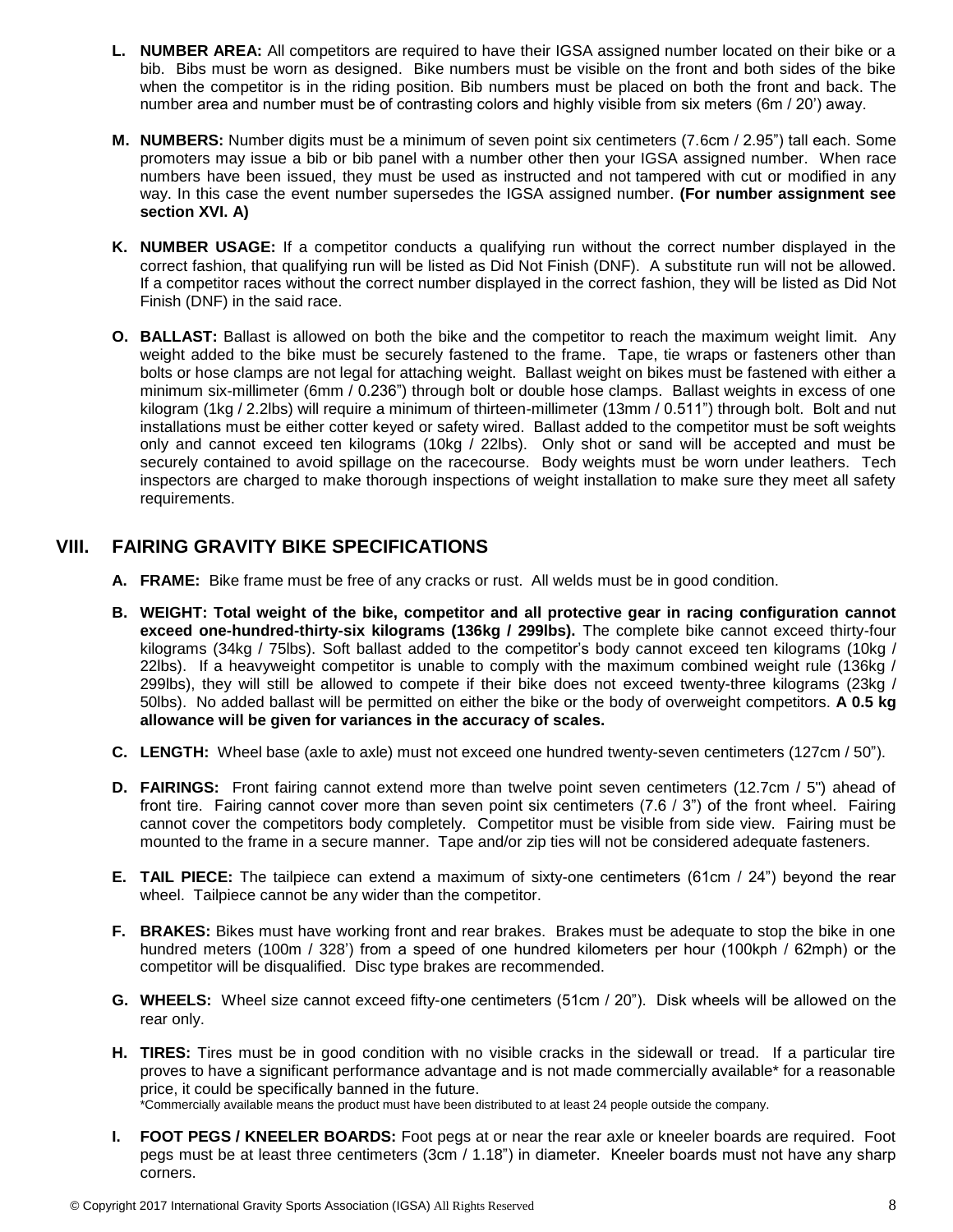- **L. NUMBER AREA:** All competitors are required to have their IGSA assigned number located on their bike or a bib. Bibs must be worn as designed. Bike numbers must be visible on the front and both sides of the bike when the competitor is in the riding position. Bib numbers must be placed on both the front and back. The number area and number must be of contrasting colors and highly visible from six meters (6m / 20') away.

- **M. NUMBERS:** Number digits must be a minimum of seven point six centimeters (7.6cm / 2.95") tall each. Some promoters may issue a bib or bib panel with a number other then your IGSA assigned number. When race numbers have been issued, they must be used as instructed and not tampered with cut or modified in any way. In this case the event number supersedes the IGSA assigned number. **(For number assignment see section XVI. A)**

- **K. NUMBER USAGE:** If a competitor conducts a qualifying run without the correct number displayed in the correct fashion, that qualifying run will be listed as Did Not Finish (DNF). A substitute run will not be allowed. If a competitor races without the correct number displayed in the correct fashion, they will be listed as Did Not Finish (DNF) in the said race.

- **O. BALLAST:** Ballast is allowed on both the bike and the competitor to reach the maximum weight limit. Any weight added to the bike must be securely fastened to the frame. Tape, tie wraps or fasteners other than bolts or hose clamps are not legal for attaching weight. Ballast weight on bikes must be fastened with either a minimum six-millimeter (6mm / 0.236") through bolt or double hose clamps. Ballast weights in excess of one kilogram (1kg / 2.2lbs) will require a minimum of thirteen-millimeter (13mm / 0.511") through bolt. Bolt and nut installations must be either cotter keyed or safety wired. Ballast added to the competitor must be soft weights only and cannot exceed ten kilograms (10kg / 22lbs). Only shot or sand will be accepted and must be securely contained to avoid spillage on the racecourse. Body weights must be worn under leathers. Tech inspectors are charged to make thorough inspections of weight installation to make sure they meet all safety requirements.

## VIII. FAIRING GRAVITY BIKE SPECIFICATIONS

- **A. FRAME:** Bike frame must be free of any cracks or rust. All welds must be in good condition.

- **B. WEIGHT: Total weight of the bike, competitor and all protective gear in racing configuration cannot exceed one-hundred-thirty-six kilograms (136kg / 299lbs).** The complete bike cannot exceed thirty-four kilograms (34kg / 75lbs). Soft ballast added to the competitor's body cannot exceed ten kilograms (10kg / 22lbs). If a heavyweight competitor is unable to comply with the maximum combined weight rule (136kg / 299lbs), they will still be allowed to compete if their bike does not exceed twenty-three kilograms (23kg / 50lbs). No added ballast will be permitted on either the bike or the body of overweight competitors. **A 0.5 kg allowance will be given for variances in the accuracy of scales.**

- **C. LENGTH:** Wheel base (axle to axle) must not exceed one hundred twenty-seven centimeters (127cm / 50").

- **D. FAIRINGS:** Front fairing cannot extend more than twelve point seven centimeters (12.7cm / 5") ahead of front tire. Fairing cannot cover more than seven point six centimeters (7.6 / 3") of the front wheel. Fairing cannot cover the competitors body completely. Competitor must be visible from side view. Fairing must be mounted to the frame in a secure manner. Tape and/or zip ties will not be considered adequate fasteners.

- **E. TAIL PIECE:** The tailpiece can extend a maximum of sixty-one centimeters (61cm / 24") beyond the rear wheel. Tailpiece cannot be any wider than the competitor.

- **F. BRAKES:** Bikes must have working front and rear brakes. Brakes must be adequate to stop the bike in one hundred meters (100m / 328') from a speed of one hundred kilometers per hour (100kph / 62mph) or the competitor will be disqualified. Disc type brakes are recommended.

- **G. WHEELS:** Wheel size cannot exceed fifty-one centimeters (51cm / 20"). Disk wheels will be allowed on the rear only.

- **H. TIRES:** Tires must be in good condition with no visible cracks in the sidewall or tread. If a particular tire proves to have a significant performance advantage and is not made commercially available* for a reasonable price, it could be specifically banned in the future.
  *Commercially available means the product must have been distributed to at least 24 people outside the company.

- **I. FOOT PEGS / KNEELER BOARDS:** Foot pegs at or near the rear axle or kneeler boards are required. Foot pegs must be at least three centimeters (3cm / 1.18") in diameter. Kneeler boards must not have any sharp corners.

© Copyright 2017 International Gravity Sports Association (IGSA) All Rights Reserved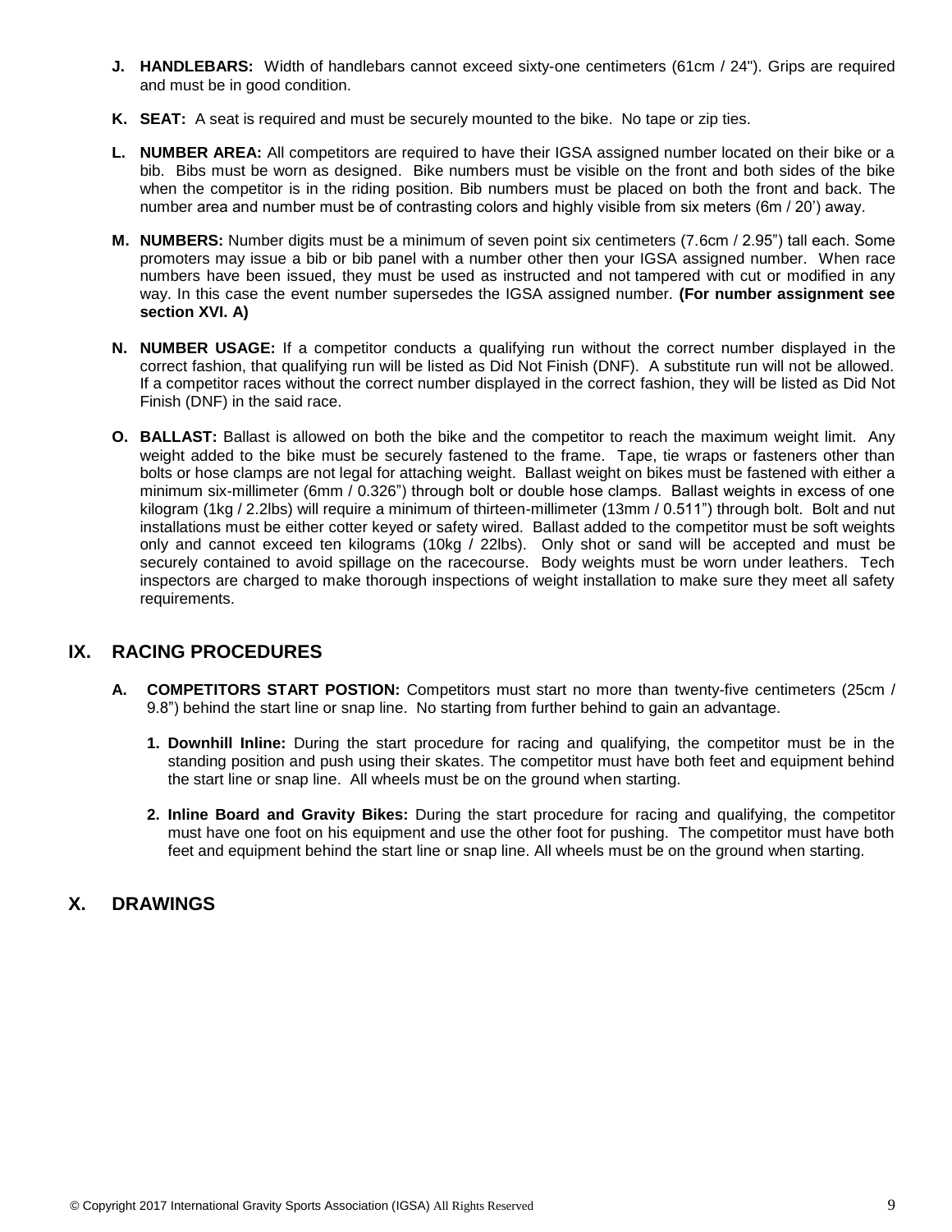**J. HANDLEBARS:** Width of handlebars cannot exceed sixty-one centimeters (61cm / 24"). Grips are required and must be in good condition.

**K. SEAT:** A seat is required and must be securely mounted to the bike. No tape or zip ties.

**L. NUMBER AREA:** All competitors are required to have their IGSA assigned number located on their bike or a bib. Bibs must be worn as designed. Bike numbers must be visible on the front and both sides of the bike when the competitor is in the riding position. Bib numbers must be placed on both the front and back. The number area and number must be of contrasting colors and highly visible from six meters (6m / 20') away.

**M. NUMBERS:** Number digits must be a minimum of seven point six centimeters (7.6cm / 2.95") tall each. Some promoters may issue a bib or bib panel with a number other then your IGSA assigned number. When race numbers have been issued, they must be used as instructed and not tampered with cut or modified in any way. In this case the event number supersedes the IGSA assigned number. **(For number assignment see section XVI. A)**

**N. NUMBER USAGE:** If a competitor conducts a qualifying run without the correct number displayed in the correct fashion, that qualifying run will be listed as Did Not Finish (DNF). A substitute run will not be allowed. If a competitor races without the correct number displayed in the correct fashion, they will be listed as Did Not Finish (DNF) in the said race.

**O. BALLAST:** Ballast is allowed on both the bike and the competitor to reach the maximum weight limit. Any weight added to the bike must be securely fastened to the frame. Tape, tie wraps or fasteners other than bolts or hose clamps are not legal for attaching weight. Ballast weight on bikes must be fastened with either a minimum six-millimeter (6mm / 0.326") through bolt or double hose clamps. Ballast weights in excess of one kilogram (1kg / 2.2lbs) will require a minimum of thirteen-millimeter (13mm / 0.511") through bolt. Bolt and nut installations must be either cotter keyed or safety wired. Ballast added to the competitor must be soft weights only and cannot exceed ten kilograms (10kg / 22lbs). Only shot or sand will be accepted and must be securely contained to avoid spillage on the racecourse. Body weights must be worn under leathers. Tech inspectors are charged to make thorough inspections of weight installation to make sure they meet all safety requirements.

## IX. RACING PROCEDURES

**A. COMPETITORS START POSTION:** Competitors must start no more than twenty-five centimeters (25cm / 9.8") behind the start line or snap line. No starting from further behind to gain an advantage.

1. **Downhill Inline:** During the start procedure for racing and qualifying, the competitor must be in the standing position and push using their skates. The competitor must have both feet and equipment behind the start line or snap line. All wheels must be on the ground when starting.

2. **Inline Board and Gravity Bikes:** During the start procedure for racing and qualifying, the competitor must have one foot on his equipment and use the other foot for pushing. The competitor must have both feet and equipment behind the start line or snap line. All wheels must be on the ground when starting.

## X. DRAWINGS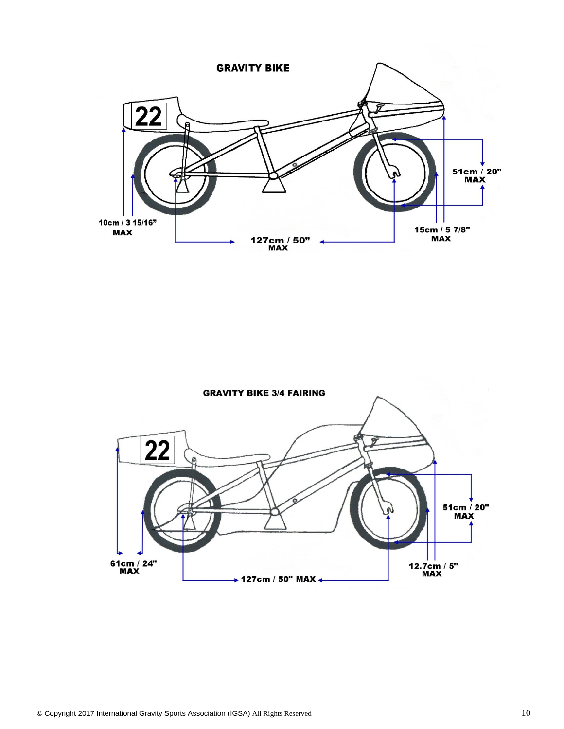**GRAVITY BIKE**

22

10cm / 3 15/16" MAX

127cm / 50" MAX

51cm / 20" MAX

15cm / 5 7/8" MAX

**GRAVITY BIKE 3/4 FAIRING**

22

61cm / 24" MAX

127cm / 50" MAX

51cm / 20" MAX

12.7cm / 5" MAX

© Copyright 2017 International Gravity Sports Association (IGSA) All Rights Reserved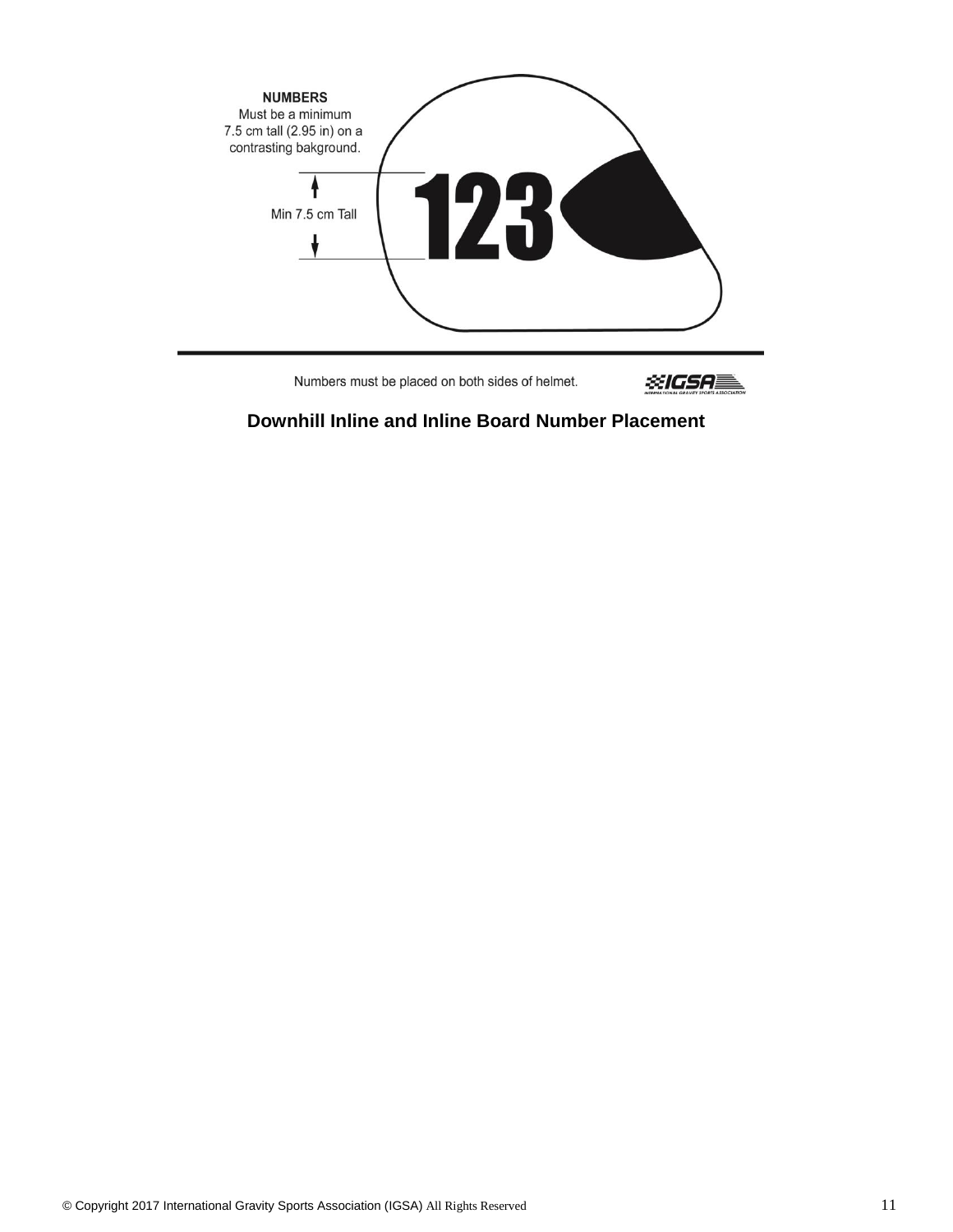**NUMBERS**
Must be a minimum
7.5 cm tall (2.95 in) on a
contrasting bakground.

Min 7.5 cm Tall

123

Numbers must be placed on both sides of helmet.

IGSA
INTERNATIONAL GRAVITY SPORTS ASSOCIATION

**Downhill Inline and Inline Board Number Placement**

© Copyright 2017 International Gravity Sports Association (IGSA) All Rights Reserved